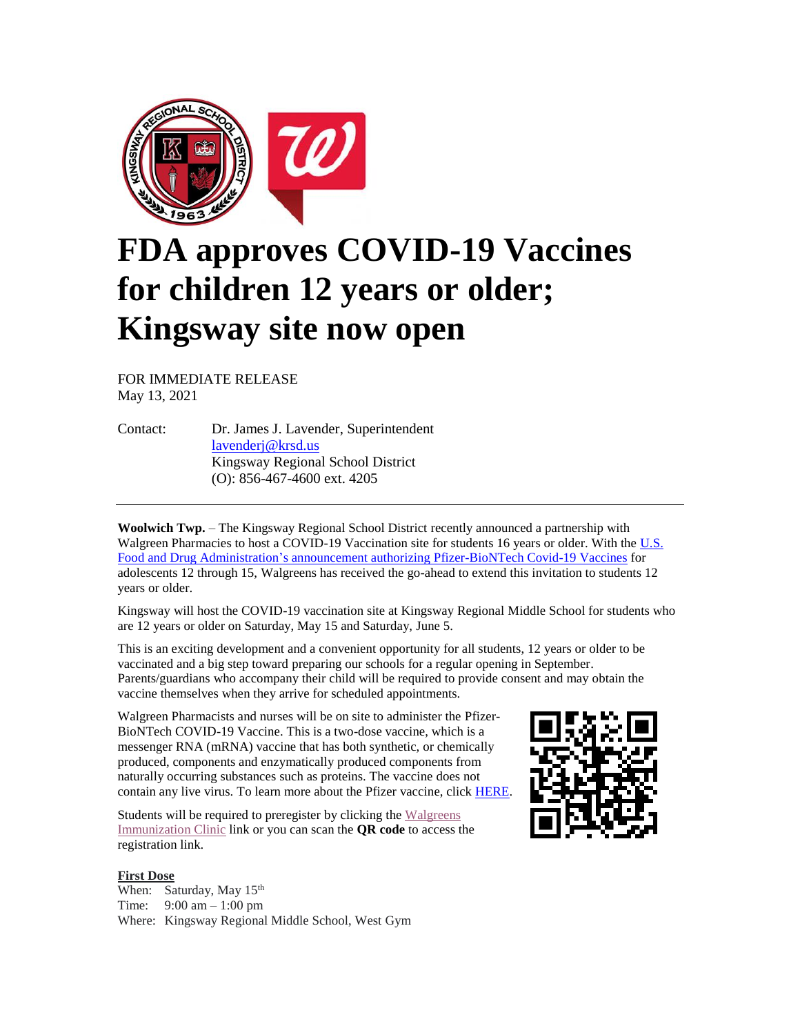# FDA approves COVID-19 Vaccines for children 12 years or older; Kingsway site now open

FOR IMMEDIATE RELEASE
May 13, 2021

Contact: Dr. James J. Lavender, Superintendent
lavenderj@krsd.us
Kingsway Regional School District
(O): 856-467-4600 ext. 4205

---

**Woolwich Twp.** – The Kingsway Regional School District recently announced a partnership with Walgreen Pharmacies to host a COVID-19 Vaccination site for students 16 years or older. With the U.S. Food and Drug Administration's announcement authorizing Pfizer-BioNTech Covid-19 Vaccines for adolescents 12 through 15, Walgreens has received the go-ahead to extend this invitation to students 12 years or older.

Kingsway will host the COVID-19 vaccination site at Kingsway Regional Middle School for students who are 12 years or older on Saturday, May 15 and Saturday, June 5.

This is an exciting development and a convenient opportunity for all students, 12 years or older to be vaccinated and a big step toward preparing our schools for a regular opening in September. Parents/guardians who accompany their child will be required to provide consent and may obtain the vaccine themselves when they arrive for scheduled appointments.

Walgreen Pharmacists and nurses will be on site to administer the Pfizer-BioNTech COVID-19 Vaccine. This is a two-dose vaccine, which is a messenger RNA (mRNA) vaccine that has both synthetic, or chemically produced, components and enzymatically produced components from naturally occurring substances such as proteins. The vaccine does not contain any live virus. To learn more about the Pfizer vaccine, click HERE.

Students will be required to preregister by clicking the Walgreens Immunization Clinic link or you can scan the **QR code** to access the registration link.

**First Dose**
When: Saturday, May 15th
Time: 9:00 am – 1:00 pm
Where: Kingsway Regional Middle School, West Gym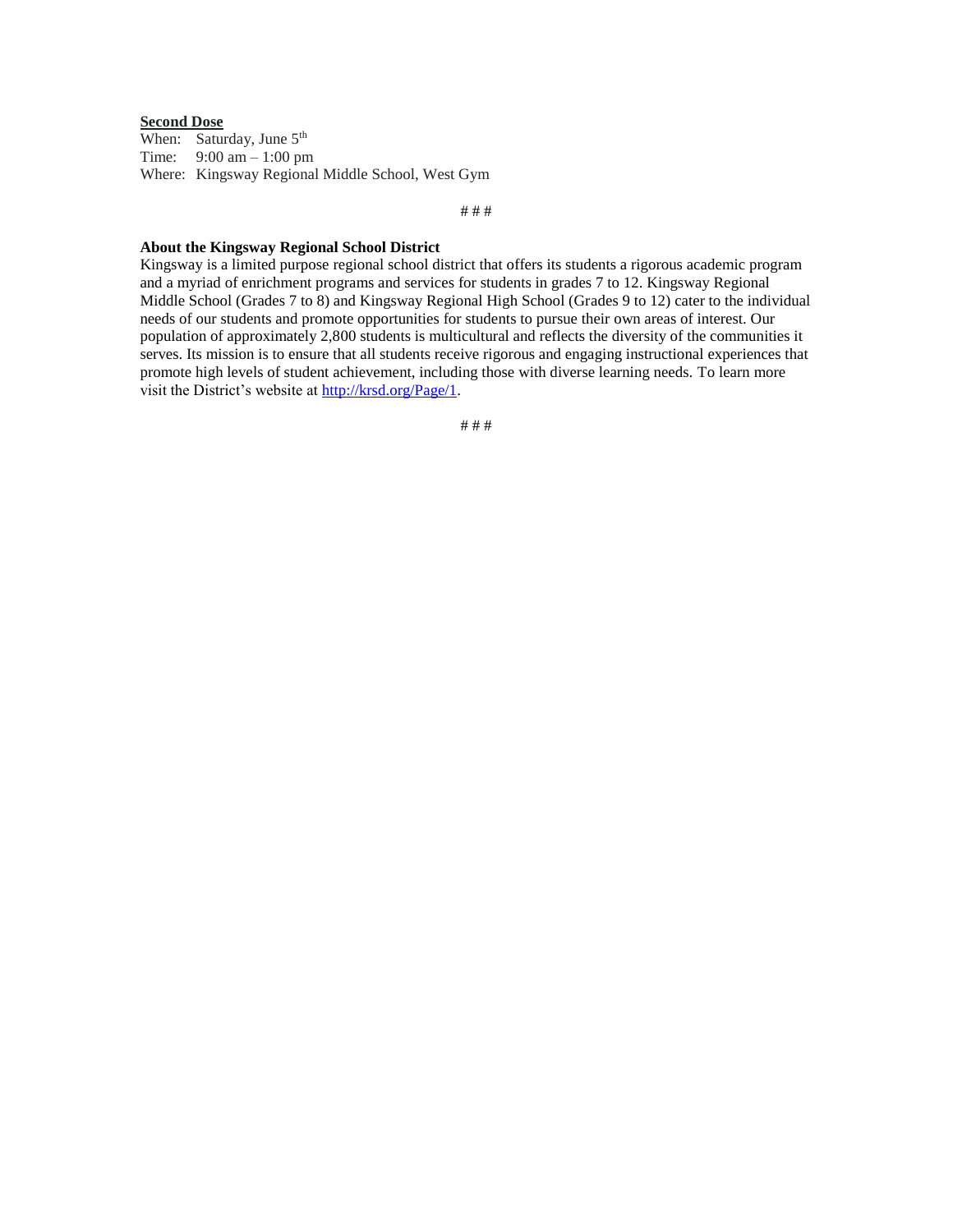**<u>Second Dose</u>**

When: Saturday, June 5th

Time: 9:00 am – 1:00 pm

Where: Kingsway Regional Middle School, West Gym

# # #

**About the Kingsway Regional School District**

Kingsway is a limited purpose regional school district that offers its students a rigorous academic program and a myriad of enrichment programs and services for students in grades 7 to 12. Kingsway Regional Middle School (Grades 7 to 8) and Kingsway Regional High School (Grades 9 to 12) cater to the individual needs of our students and promote opportunities for students to pursue their own areas of interest. Our population of approximately 2,800 students is multicultural and reflects the diversity of the communities it serves. Its mission is to ensure that all students receive rigorous and engaging instructional experiences that promote high levels of student achievement, including those with diverse learning needs. To learn more visit the District's website at [http://krsd.org/Page/1](http://krsd.org/Page/1).

# # #